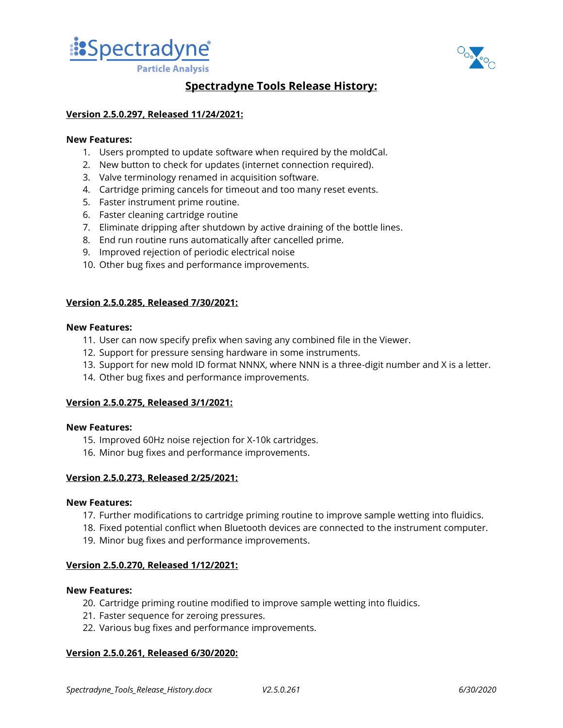# Spectradyne Tools Release History:

## Version 2.5.0.297, Released 11/24/2021:

**New Features:**

1. Users prompted to update software when required by the moldCal.
2. New button to check for updates (internet connection required).
3. Valve terminology renamed in acquisition software.
4. Cartridge priming cancels for timeout and too many reset events.
5. Faster instrument prime routine.
6. Faster cleaning cartridge routine
7. Eliminate dripping after shutdown by active draining of the bottle lines.
8. End run routine runs automatically after cancelled prime.
9. Improved rejection of periodic electrical noise
10. Other bug fixes and performance improvements.

## Version 2.5.0.285, Released 7/30/2021:

**New Features:**

11. User can now specify prefix when saving any combined file in the Viewer.
12. Support for pressure sensing hardware in some instruments.
13. Support for new mold ID format NNNX, where NNN is a three-digit number and X is a letter.
14. Other bug fixes and performance improvements.

## Version 2.5.0.275, Released 3/1/2021:

**New Features:**

15. Improved 60Hz noise rejection for X-10k cartridges.
16. Minor bug fixes and performance improvements.

## Version 2.5.0.273, Released 2/25/2021:

**New Features:**

17. Further modifications to cartridge priming routine to improve sample wetting into fluidics.
18. Fixed potential conflict when Bluetooth devices are connected to the instrument computer.
19. Minor bug fixes and performance improvements.

## Version 2.5.0.270, Released 1/12/2021:

**New Features:**

20. Cartridge priming routine modified to improve sample wetting into fluidics.
21. Faster sequence for zeroing pressures.
22. Various bug fixes and performance improvements.

## Version 2.5.0.261, Released 6/30/2020: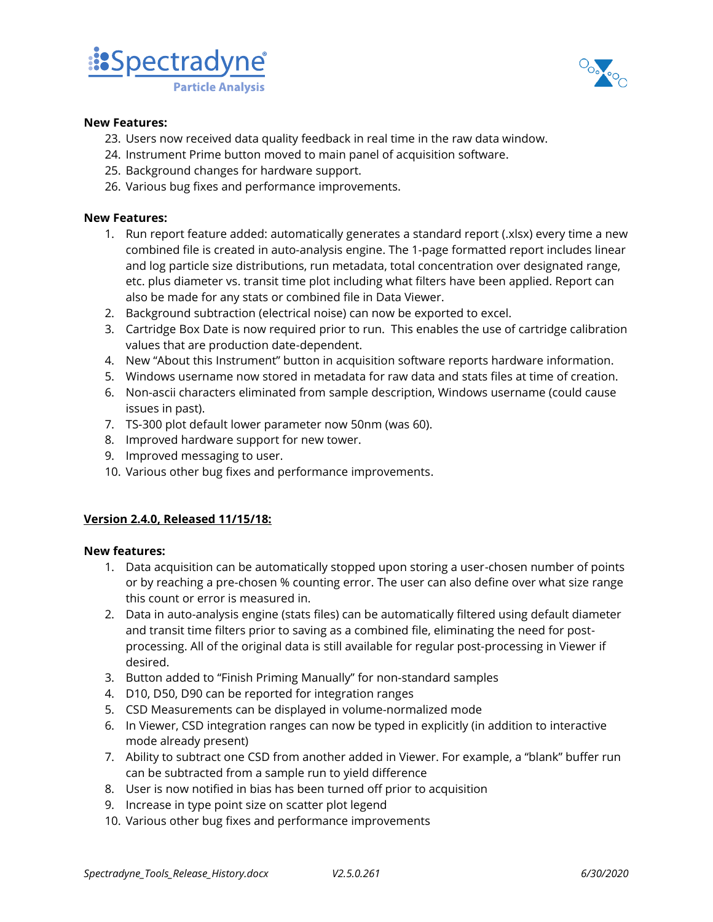**New Features:**

23. Users now received data quality feedback in real time in the raw data window.
24. Instrument Prime button moved to main panel of acquisition software.
25. Background changes for hardware support.
26. Various bug fixes and performance improvements.

**New Features:**

1. Run report feature added: automatically generates a standard report (.xlsx) every time a new combined file is created in auto-analysis engine. The 1-page formatted report includes linear and log particle size distributions, run metadata, total concentration over designated range, etc. plus diameter vs. transit time plot including what filters have been applied. Report can also be made for any stats or combined file in Data Viewer.
2. Background subtraction (electrical noise) can now be exported to excel.
3. Cartridge Box Date is now required prior to run. This enables the use of cartridge calibration values that are production date-dependent.
4. New “About this Instrument” button in acquisition software reports hardware information.
5. Windows username now stored in metadata for raw data and stats files at time of creation.
6. Non-ascii characters eliminated from sample description, Windows username (could cause issues in past).
7. TS-300 plot default lower parameter now 50nm (was 60).
8. Improved hardware support for new tower.
9. Improved messaging to user.
10. Various other bug fixes and performance improvements.

**<u>Version 2.4.0, Released 11/15/18:</u>**

**New features:**

1. Data acquisition can be automatically stopped upon storing a user-chosen number of points or by reaching a pre-chosen % counting error. The user can also define over what size range this count or error is measured in.
2. Data in auto-analysis engine (stats files) can be automatically filtered using default diameter and transit time filters prior to saving as a combined file, eliminating the need for post-processing. All of the original data is still available for regular post-processing in Viewer if desired.
3. Button added to “Finish Priming Manually” for non-standard samples
4. D10, D50, D90 can be reported for integration ranges
5. CSD Measurements can be displayed in volume-normalized mode
6. In Viewer, CSD integration ranges can now be typed in explicitly (in addition to interactive mode already present)
7. Ability to subtract one CSD from another added in Viewer. For example, a “blank” buffer run can be subtracted from a sample run to yield difference
8. User is now notified in bias has been turned off prior to acquisition
9. Increase in type point size on scatter plot legend
10. Various other bug fixes and performance improvements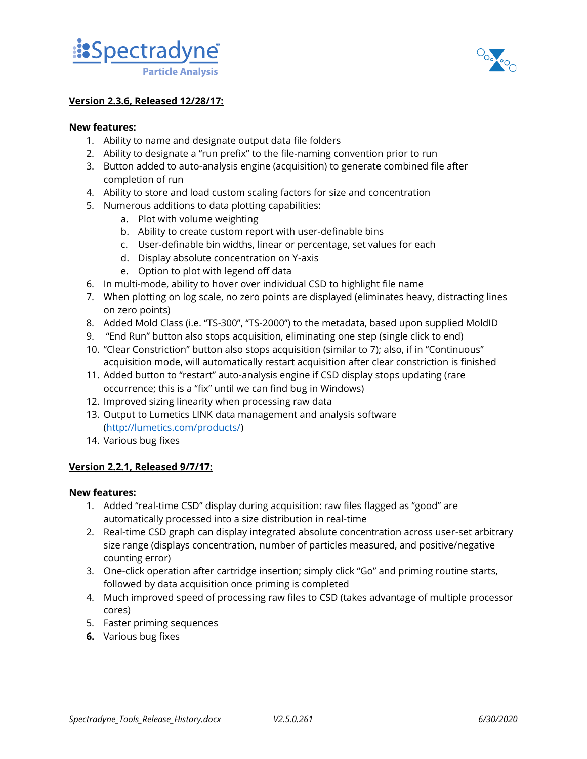**Version 2.3.6, Released 12/28/17:**

**New features:**

1. Ability to name and designate output data file folders
2. Ability to designate a "run prefix" to the file-naming convention prior to run
3. Button added to auto-analysis engine (acquisition) to generate combined file after completion of run
4. Ability to store and load custom scaling factors for size and concentration
5. Numerous additions to data plotting capabilities:
    a. Plot with volume weighting
    b. Ability to create custom report with user-definable bins
    c. User-definable bin widths, linear or percentage, set values for each
    d. Display absolute concentration on Y-axis
    e. Option to plot with legend off data
6. In multi-mode, ability to hover over individual CSD to highlight file name
7. When plotting on log scale, no zero points are displayed (eliminates heavy, distracting lines on zero points)
8. Added Mold Class (i.e. "TS-300", "TS-2000") to the metadata, based upon supplied MoldID
9. "End Run" button also stops acquisition, eliminating one step (single click to end)
10. "Clear Constriction" button also stops acquisition (similar to 7); also, if in "Continuous" acquisition mode, will automatically restart acquisition after clear constriction is finished
11. Added button to "restart" auto-analysis engine if CSD display stops updating (rare occurrence; this is a "fix" until we can find bug in Windows)
12. Improved sizing linearity when processing raw data
13. Output to Lumetics LINK data management and analysis software (http://lumetics.com/products/)
14. Various bug fixes

**Version 2.2.1, Released 9/7/17:**

**New features:**

1. Added "real-time CSD" display during acquisition: raw files flagged as "good" are automatically processed into a size distribution in real-time
2. Real-time CSD graph can display integrated absolute concentration across user-set arbitrary size range (displays concentration, number of particles measured, and positive/negative counting error)
3. One-click operation after cartridge insertion; simply click "Go" and priming routine starts, followed by data acquisition once priming is completed
4. Much improved speed of processing raw files to CSD (takes advantage of multiple processor cores)
5. Faster priming sequences
6. Various bug fixes